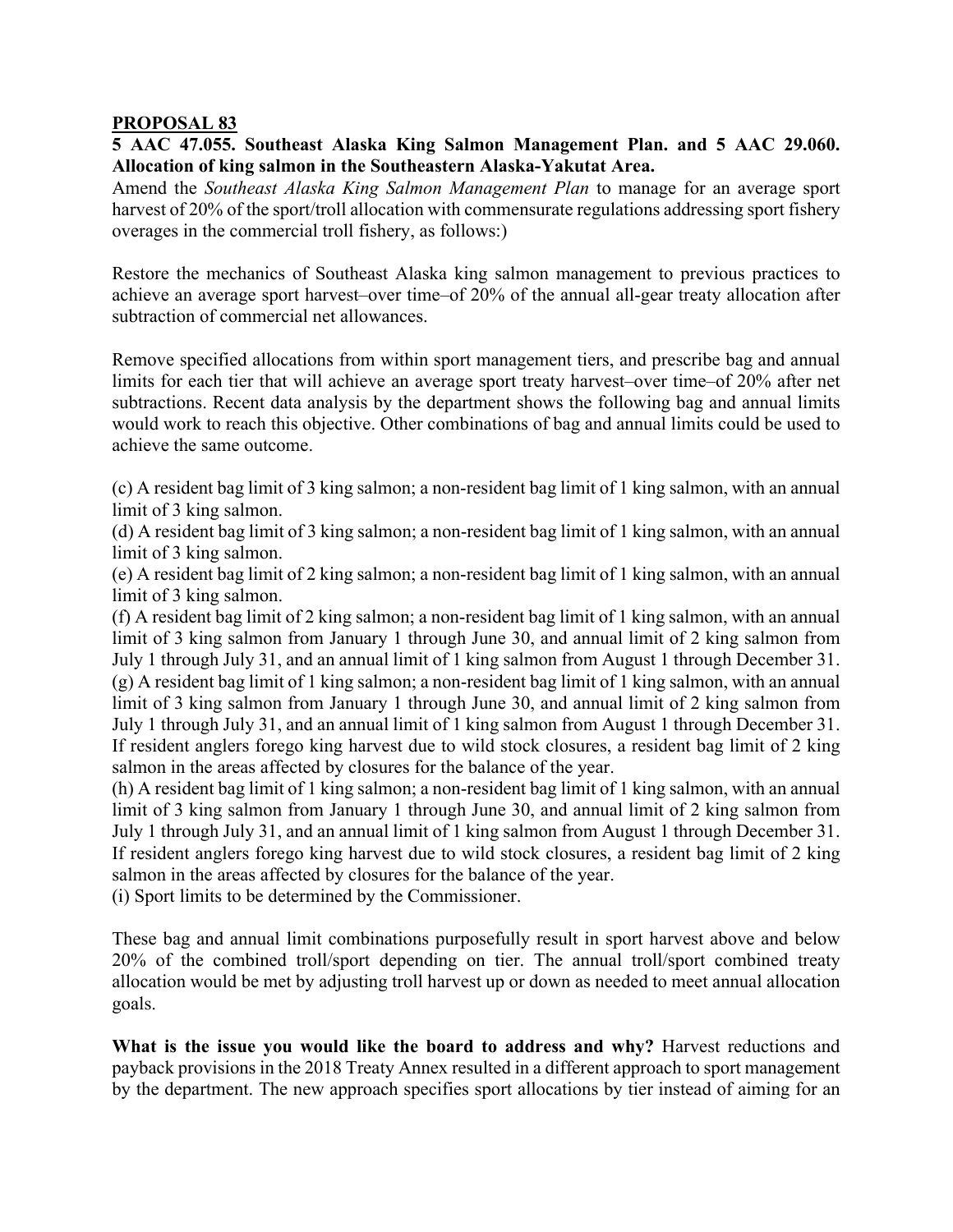**PROPOSAL 83**

**5 AAC 47.055. Southeast Alaska King Salmon Management Plan. and 5 AAC 29.060. Allocation of king salmon in the Southeastern Alaska-Yakutat Area.**

Amend the *Southeast Alaska King Salmon Management Plan* to manage for an average sport harvest of 20% of the sport/troll allocation with commensurate regulations addressing sport fishery overages in the commercial troll fishery, as follows:)

Restore the mechanics of Southeast Alaska king salmon management to previous practices to achieve an average sport harvest–over time–of 20% of the annual all-gear treaty allocation after subtraction of commercial net allowances.

Remove specified allocations from within sport management tiers, and prescribe bag and annual limits for each tier that will achieve an average sport treaty harvest–over time–of 20% after net subtractions. Recent data analysis by the department shows the following bag and annual limits would work to reach this objective. Other combinations of bag and annual limits could be used to achieve the same outcome.

(c) A resident bag limit of 3 king salmon; a non-resident bag limit of 1 king salmon, with an annual limit of 3 king salmon.
(d) A resident bag limit of 3 king salmon; a non-resident bag limit of 1 king salmon, with an annual limit of 3 king salmon.
(e) A resident bag limit of 2 king salmon; a non-resident bag limit of 1 king salmon, with an annual limit of 3 king salmon.
(f) A resident bag limit of 2 king salmon; a non-resident bag limit of 1 king salmon, with an annual limit of 3 king salmon from January 1 through June 30, and annual limit of 2 king salmon from July 1 through July 31, and an annual limit of 1 king salmon from August 1 through December 31.
(g) A resident bag limit of 1 king salmon; a non-resident bag limit of 1 king salmon, with an annual limit of 3 king salmon from January 1 through June 30, and annual limit of 2 king salmon from July 1 through July 31, and an annual limit of 1 king salmon from August 1 through December 31. If resident anglers forego king harvest due to wild stock closures, a resident bag limit of 2 king salmon in the areas affected by closures for the balance of the year.
(h) A resident bag limit of 1 king salmon; a non-resident bag limit of 1 king salmon, with an annual limit of 3 king salmon from January 1 through June 30, and annual limit of 2 king salmon from July 1 through July 31, and an annual limit of 1 king salmon from August 1 through December 31. If resident anglers forego king harvest due to wild stock closures, a resident bag limit of 2 king salmon in the areas affected by closures for the balance of the year.
(i) Sport limits to be determined by the Commissioner.

These bag and annual limit combinations purposefully result in sport harvest above and below 20% of the combined troll/sport depending on tier. The annual troll/sport combined treaty allocation would be met by adjusting troll harvest up or down as needed to meet annual allocation goals.

**What is the issue you would like the board to address and why?** Harvest reductions and payback provisions in the 2018 Treaty Annex resulted in a different approach to sport management by the department. The new approach specifies sport allocations by tier instead of aiming for an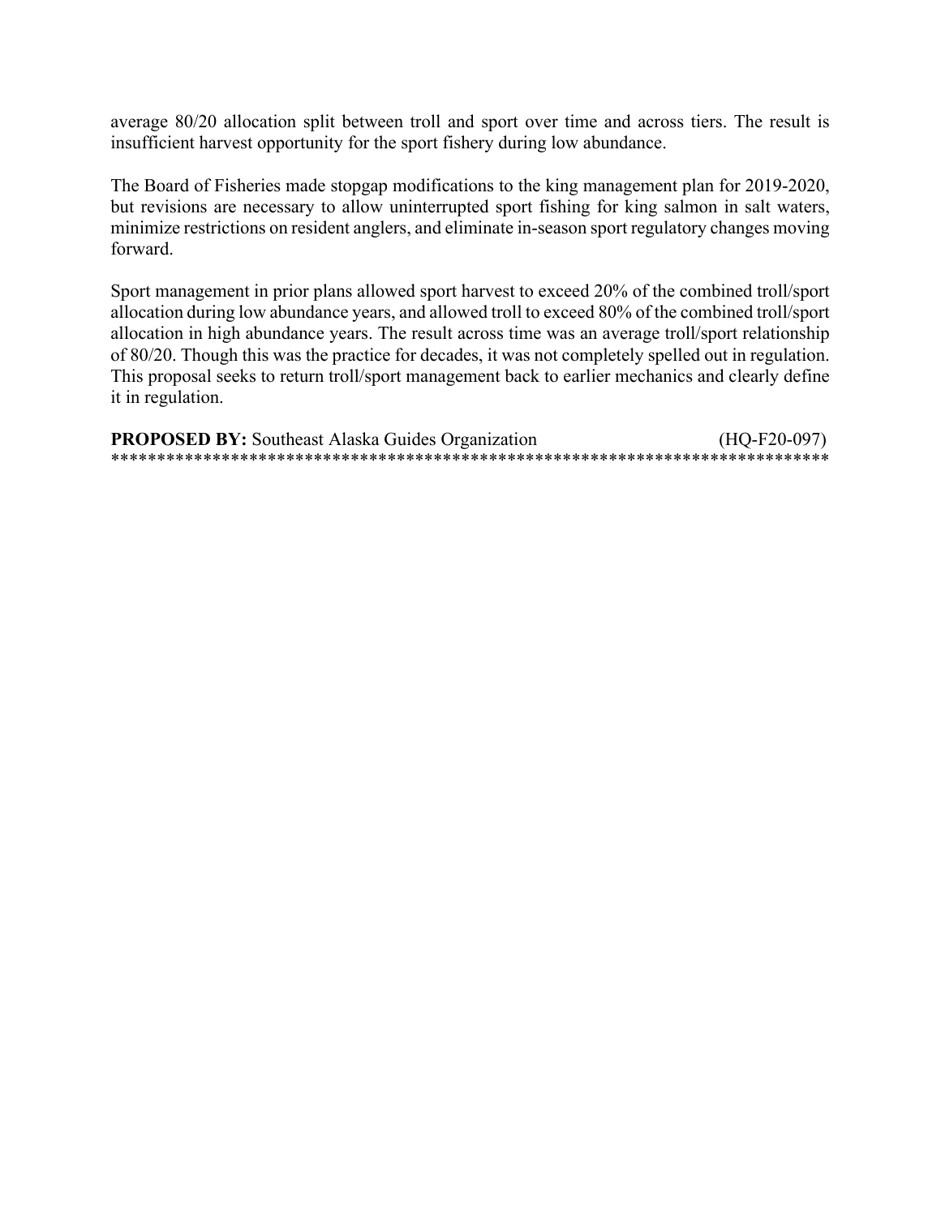average 80/20 allocation split between troll and sport over time and across tiers. The result is insufficient harvest opportunity for the sport fishery during low abundance.

The Board of Fisheries made stopgap modifications to the king management plan for 2019-2020, but revisions are necessary to allow uninterrupted sport fishing for king salmon in salt waters, minimize restrictions on resident anglers, and eliminate in-season sport regulatory changes moving forward.

Sport management in prior plans allowed sport harvest to exceed 20% of the combined troll/sport allocation during low abundance years, and allowed troll to exceed 80% of the combined troll/sport allocation in high abundance years. The result across time was an average troll/sport relationship of 80/20. Though this was the practice for decades, it was not completely spelled out in regulation. This proposal seeks to return troll/sport management back to earlier mechanics and clearly define it in regulation.

**PROPOSED BY:** Southeast Alaska Guides Organization (HQ-F20-097)

******************************************************************************